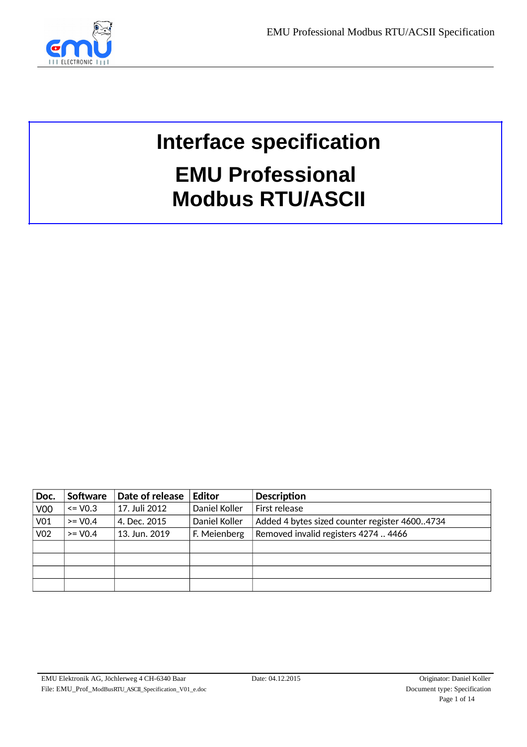# Interface specification

# EMU Professional
# Modbus RTU/ASCII

| Doc. | Software | Date of release | Editor | Description |
|---|---|---|---|---|
| V00 | <= V0.3 | 17. Juli 2012 | Daniel Koller | First release |
| V01 | >= V0.4 | 4. Dec. 2015 | Daniel Koller | Added 4 bytes sized counter register 4600..4734 |
| V02 | >= V0.4 | 13. Jun. 2019 | F. Meienberg | Removed invalid registers 4274 .. 4466 |
| | | | | |
| | | | | |
| | | | | |
| | | | | |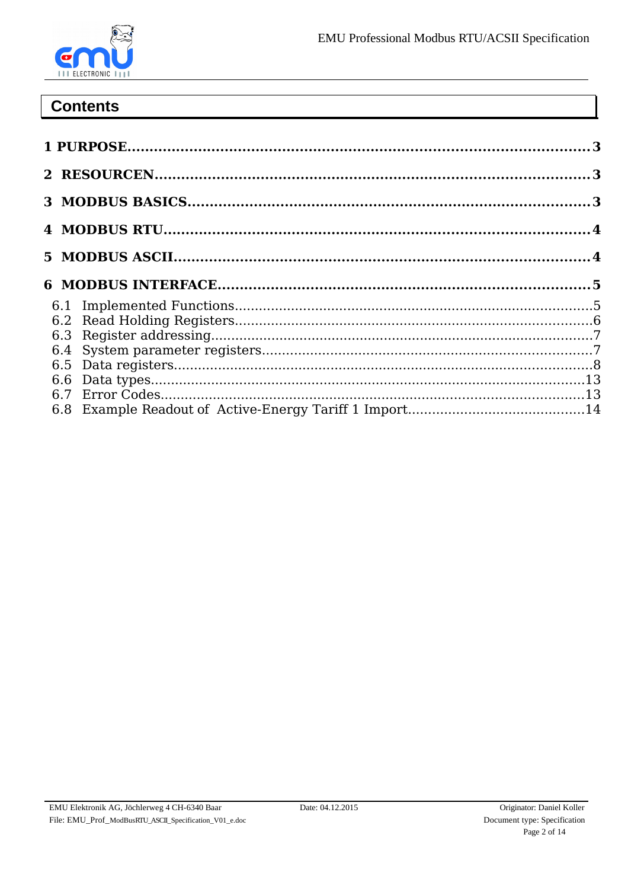# Contents

**1 PURPOSE......................................................................................................3**

**2 RESOURCEN...................................................................................................3**

**3 MODBUS BASICS...........................................................................................3**

**4 MODBUS RTU.................................................................................................4**

**5 MODBUS ASCII...............................................................................................4**

**6 MODBUS INTERFACE....................................................................................5**

6.1 Implemented Functions.........................................................................................5
6.2 Read Holding Registers.........................................................................................6
6.3 Register addressing...............................................................................................7
6.4 System parameter registers...................................................................................7
6.5 Data registers.........................................................................................................8
6.6 Data types............................................................................................................13
6.7 Error Codes..........................................................................................................13
6.8 Example Readout of Active-Energy Tariff 1 Import............................................14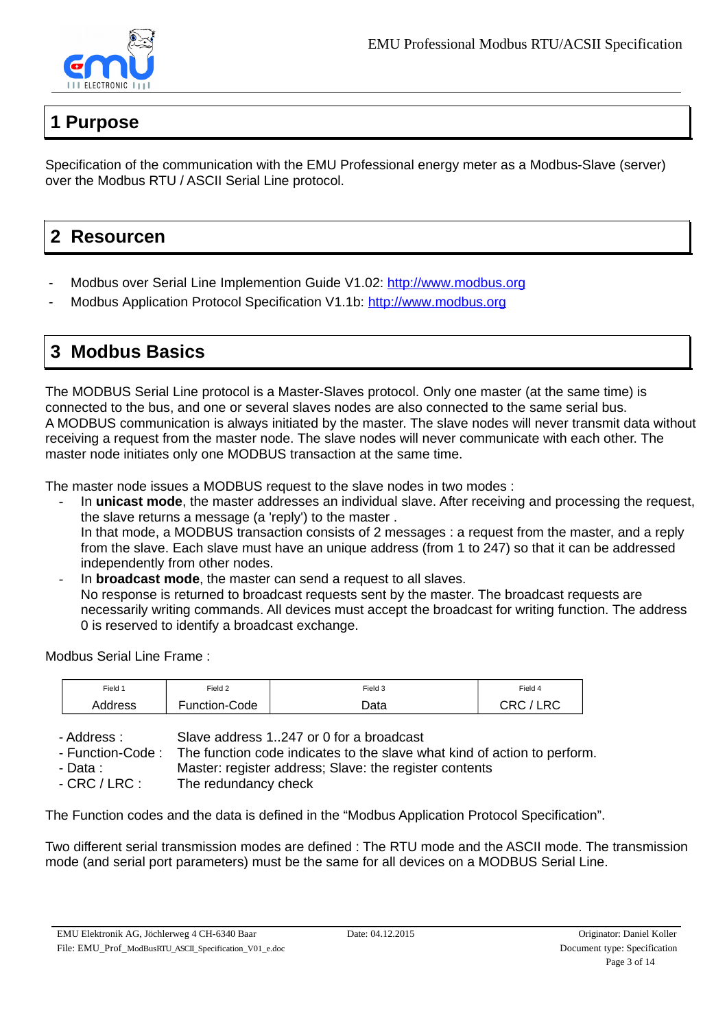# 1 Purpose

Specification of the communication with the EMU Professional energy meter as a Modbus-Slave (server) over the Modbus RTU / ASCII Serial Line protocol.

# 2 Resourcen

- Modbus over Serial Line Implemention Guide V1.02: http://www.modbus.org
- Modbus Application Protocol Specification V1.1b: http://www.modbus.org

# 3 Modbus Basics

The MODBUS Serial Line protocol is a Master-Slaves protocol. Only one master (at the same time) is connected to the bus, and one or several slaves nodes are also connected to the same serial bus.
A MODBUS communication is always initiated by the master. The slave nodes will never transmit data without receiving a request from the master node. The slave nodes will never communicate with each other. The master node initiates only one MODBUS transaction at the same time.

The master node issues a MODBUS request to the slave nodes in two modes :

- In **unicast mode**, the master addresses an individual slave. After receiving and processing the request, the slave returns a message (a 'reply') to the master .
  In that mode, a MODBUS transaction consists of 2 messages : a request from the master, and a reply from the slave. Each slave must have an unique address (from 1 to 247) so that it can be addressed independently from other nodes.
- In **broadcast mode**, the master can send a request to all slaves.
  No response is returned to broadcast requests sent by the master. The broadcast requests are necessarily writing commands. All devices must accept the broadcast for writing function. The address 0 is reserved to identify a broadcast exchange.

Modbus Serial Line Frame :

| Field 1 | Field 2 | Field 3 | Field 4 |
|---|---|---|---|
| Address | Function-Code | Data | CRC / LRC |

- Address : Slave address 1..247 or 0 for a broadcast
- Function-Code : The function code indicates to the slave what kind of action to perform.
- Data : Master: register address; Slave: the register contents
- CRC / LRC : The redundancy check

The Function codes and the data is defined in the "Modbus Application Protocol Specification".

Two different serial transmission modes are defined : The RTU mode and the ASCII mode. The transmission mode (and serial port parameters) must be the same for all devices on a MODBUS Serial Line.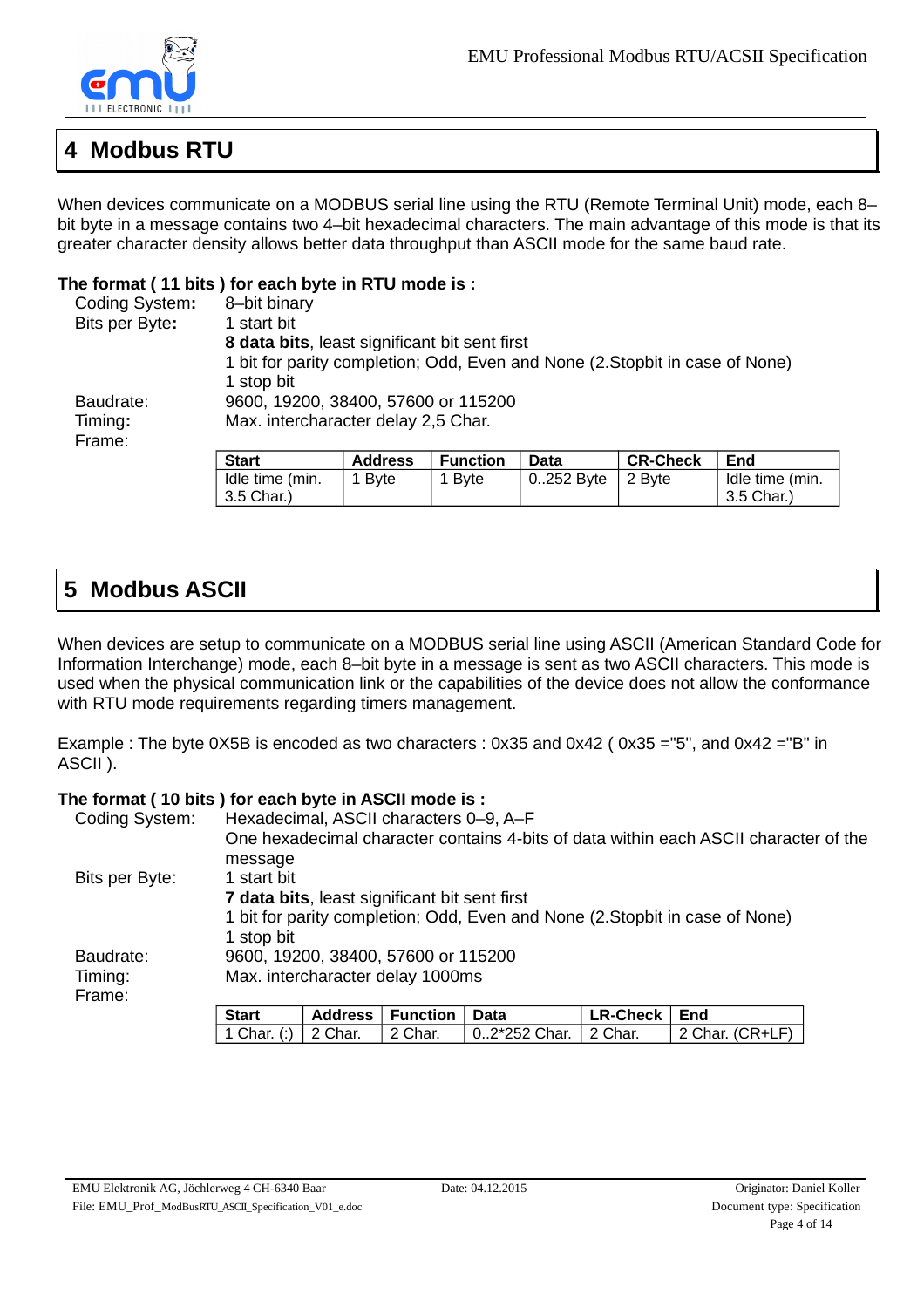# 4 Modbus RTU

When devices communicate on a MODBUS serial line using the RTU (Remote Terminal Unit) mode, each 8–bit byte in a message contains two 4–bit hexadecimal characters. The main advantage of this mode is that its greater character density allows better data throughput than ASCII mode for the same baud rate.

**The format ( 11 bits ) for each byte in RTU mode is :**

Coding System**:** 8–bit binary

Bits per Byte**:** 1 start bit
**8 data bits**, least significant bit sent first
1 bit for parity completion; Odd, Even and None (2.Stopbit in case of None)
1 stop bit

Baudrate: 9600, 19200, 38400, 57600 or 115200

Timing**:** Max. intercharacter delay 2,5 Char.

Frame:

| Start | Address | Function | Data | CR-Check | End |
|---|---|---|---|---|---|
| Idle time (min. 3.5 Char.) | 1 Byte | 1 Byte | 0..252 Byte | 2 Byte | Idle time (min. 3.5 Char.) |

# 5 Modbus ASCII

When devices are setup to communicate on a MODBUS serial line using ASCII (American Standard Code for Information Interchange) mode, each 8–bit byte in a message is sent as two ASCII characters. This mode is used when the physical communication link or the capabilities of the device does not allow the conformance with RTU mode requirements regarding timers management.

Example : The byte 0X5B is encoded as two characters : 0x35 and 0x42 ( 0x35 ="5", and 0x42 ="B" in ASCII ).

**The format ( 10 bits ) for each byte in ASCII mode is :**

Coding System: Hexadecimal, ASCII characters 0–9, A–F
One hexadecimal character contains 4-bits of data within each ASCII character of the message

Bits per Byte: 1 start bit
**7 data bits**, least significant bit sent first
1 bit for parity completion; Odd, Even and None (2.Stopbit in case of None)
1 stop bit

Baudrate: 9600, 19200, 38400, 57600 or 115200

Timing: Max. intercharacter delay 1000ms

Frame:

| Start | Address | Function | Data | LR-Check | End |
|---|---|---|---|---|---|
| 1 Char. (:) | 2 Char. | 2 Char. | 0..2*252 Char. | 2 Char. | 2 Char. (CR+LF) |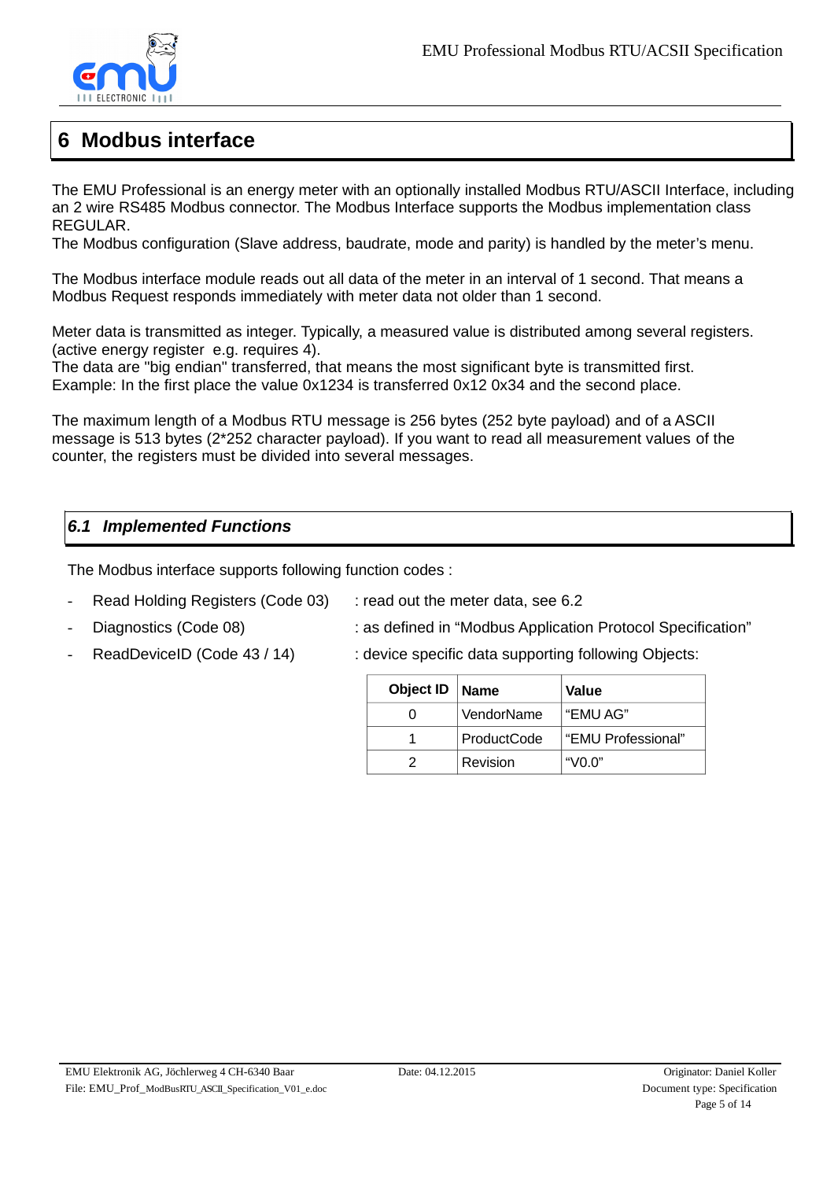# 6 Modbus interface

The EMU Professional is an energy meter with an optionally installed Modbus RTU/ASCII Interface, including an 2 wire RS485 Modbus connector. The Modbus Interface supports the Modbus implementation class REGULAR.
The Modbus configuration (Slave address, baudrate, mode and parity) is handled by the meter's menu.

The Modbus interface module reads out all data of the meter in an interval of 1 second. That means a Modbus Request responds immediately with meter data not older than 1 second.

Meter data is transmitted as integer. Typically, a measured value is distributed among several registers. (active energy register e.g. requires 4).
The data are "big endian" transferred, that means the most significant byte is transmitted first.
Example: In the first place the value 0x1234 is transferred 0x12 0x34 and the second place.

The maximum length of a Modbus RTU message is 256 bytes (252 byte payload) and of a ASCII message is 513 bytes (2*252 character payload). If you want to read all measurement values of the counter, the registers must be divided into several messages.

## *6.1 Implemented Functions*

The Modbus interface supports following function codes :

- Read Holding Registers (Code 03) : read out the meter data, see 6.2
- Diagnostics (Code 08) : as defined in "Modbus Application Protocol Specification"
- ReadDeviceID (Code 43 / 14) : device specific data supporting following Objects:

| Object ID | Name | Value |
|---|---|---|
| 0 | VendorName | "EMU AG" |
| 1 | ProductCode | "EMU Professional" |
| 2 | Revision | "V0.0" |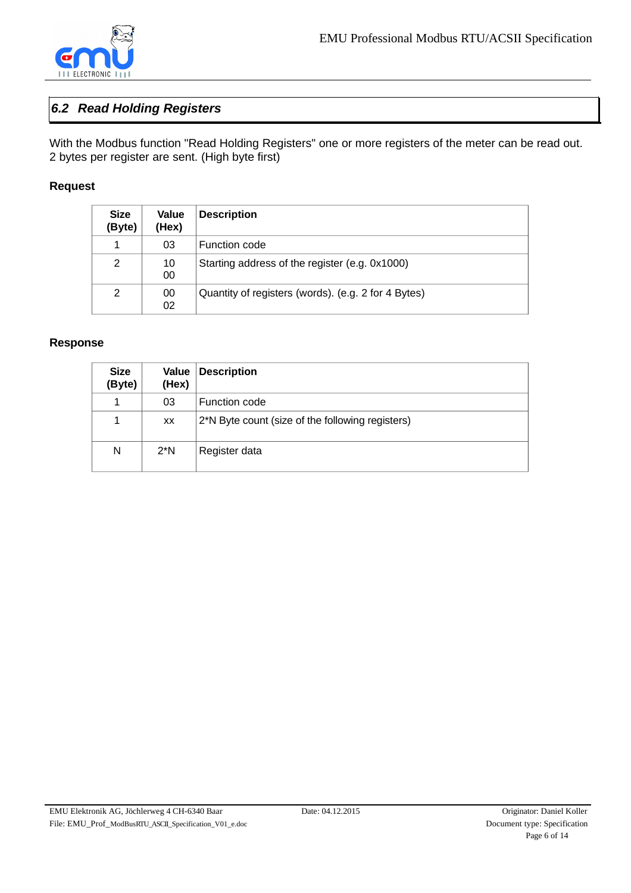## *6.2 Read Holding Registers*

With the Modbus function "Read Holding Registers" one or more registers of the meter can be read out. 2 bytes per register are sent. (High byte first)

**Request**

| Size (Byte) | Value (Hex) | Description |
|---|---|---|
| 1 | 03 | Function code |
| 2 | 10 00 | Starting address of the register (e.g. 0x1000) |
| 2 | 00 02 | Quantity of registers (words). (e.g. 2 for 4 Bytes) |

**Response**

| Size (Byte) | Value (Hex) | Description |
|---|---|---|
| 1 | 03 | Function code |
| 1 | xx | 2*N Byte count (size of the following registers) |
| N | 2*N | Register data |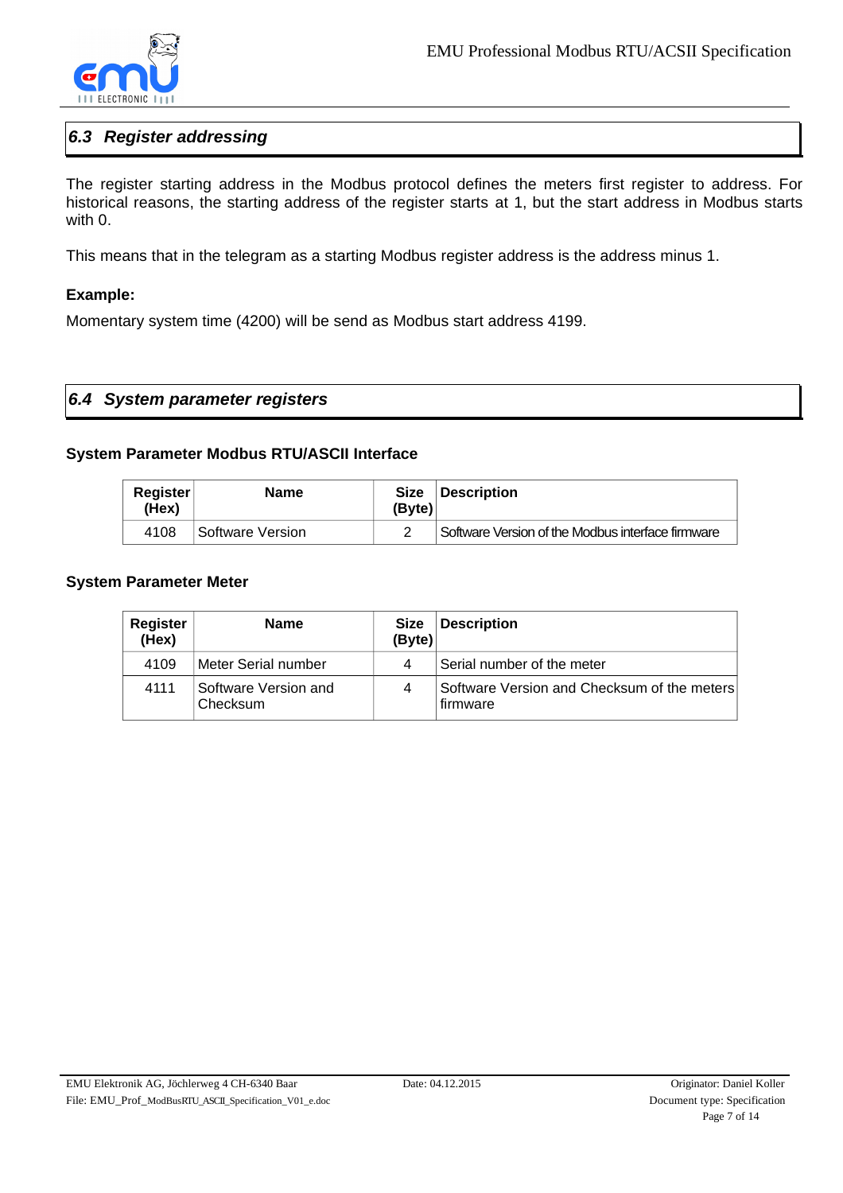## 6.3 Register addressing

The register starting address in the Modbus protocol defines the meters first register to address. For historical reasons, the starting address of the register starts at 1, but the start address in Modbus starts with 0.

This means that in the telegram as a starting Modbus register address is the address minus 1.

**Example:**

Momentary system time (4200) will be send as Modbus start address 4199.

## 6.4 System parameter registers

**System Parameter Modbus RTU/ASCII Interface**

| Register (Hex) | Name | Size (Byte) | Description |
|---|---|---|---|
| 4108 | Software Version | 2 | Software Version of the Modbus interface firmware |

**System Parameter Meter**

| Register (Hex) | Name | Size (Byte) | Description |
|---|---|---|---|
| 4109 | Meter Serial number | 4 | Serial number of the meter |
| 4111 | Software Version and Checksum | 4 | Software Version and Checksum of the meters firmware |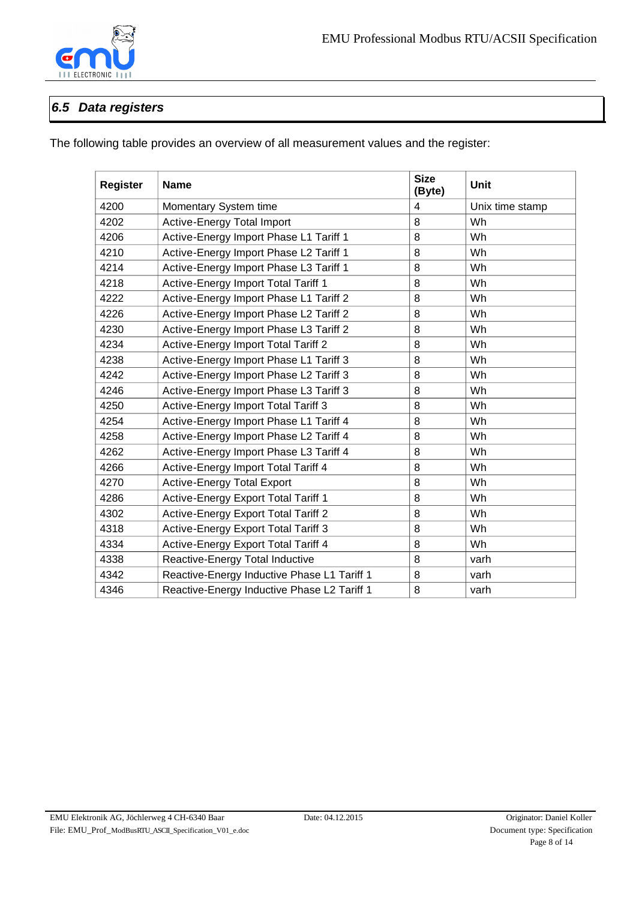## 6.5 Data registers

The following table provides an overview of all measurement values and the register:

| Register | Name | Size (Byte) | Unit |
|---|---|---|---|
| 4200 | Momentary System time | 4 | Unix time stamp |
| 4202 | Active-Energy Total Import | 8 | Wh |
| 4206 | Active-Energy Import Phase L1 Tariff 1 | 8 | Wh |
| 4210 | Active-Energy Import Phase L2 Tariff 1 | 8 | Wh |
| 4214 | Active-Energy Import Phase L3 Tariff 1 | 8 | Wh |
| 4218 | Active-Energy Import Total Tariff 1 | 8 | Wh |
| 4222 | Active-Energy Import Phase L1 Tariff 2 | 8 | Wh |
| 4226 | Active-Energy Import Phase L2 Tariff 2 | 8 | Wh |
| 4230 | Active-Energy Import Phase L3 Tariff 2 | 8 | Wh |
| 4234 | Active-Energy Import Total Tariff 2 | 8 | Wh |
| 4238 | Active-Energy Import Phase L1 Tariff 3 | 8 | Wh |
| 4242 | Active-Energy Import Phase L2 Tariff 3 | 8 | Wh |
| 4246 | Active-Energy Import Phase L3 Tariff 3 | 8 | Wh |
| 4250 | Active-Energy Import Total Tariff 3 | 8 | Wh |
| 4254 | Active-Energy Import Phase L1 Tariff 4 | 8 | Wh |
| 4258 | Active-Energy Import Phase L2 Tariff 4 | 8 | Wh |
| 4262 | Active-Energy Import Phase L3 Tariff 4 | 8 | Wh |
| 4266 | Active-Energy Import Total Tariff 4 | 8 | Wh |
| 4270 | Active-Energy Total Export | 8 | Wh |
| 4286 | Active-Energy Export Total Tariff 1 | 8 | Wh |
| 4302 | Active-Energy Export Total Tariff 2 | 8 | Wh |
| 4318 | Active-Energy Export Total Tariff 3 | 8 | Wh |
| 4334 | Active-Energy Export Total Tariff 4 | 8 | Wh |
| 4338 | Reactive-Energy Total Inductive | 8 | varh |
| 4342 | Reactive-Energy Inductive Phase L1 Tariff 1 | 8 | varh |
| 4346 | Reactive-Energy Inductive Phase L2 Tariff 1 | 8 | varh |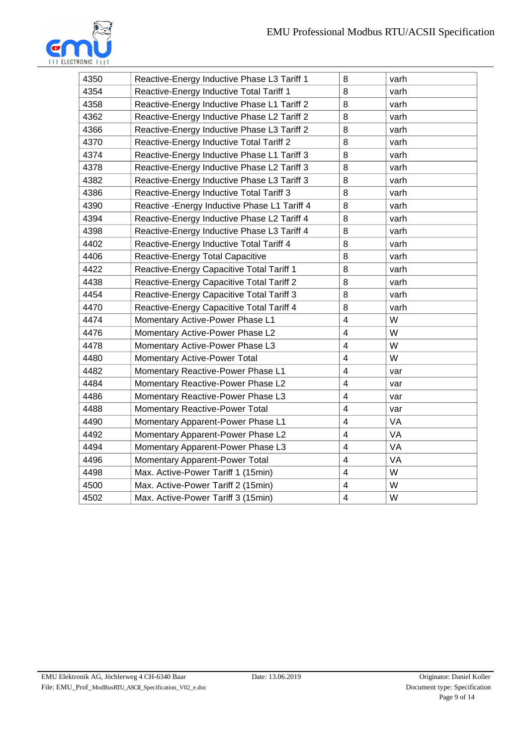| 4350 | Reactive-Energy Inductive Phase L3 Tariff 1 | 8 | varh |
|---|---|---|---|
| 4354 | Reactive-Energy Inductive Total Tariff 1 | 8 | varh |
| 4358 | Reactive-Energy Inductive Phase L1 Tariff 2 | 8 | varh |
| 4362 | Reactive-Energy Inductive Phase L2 Tariff 2 | 8 | varh |
| 4366 | Reactive-Energy Inductive Phase L3 Tariff 2 | 8 | varh |
| 4370 | Reactive-Energy Inductive Total Tariff 2 | 8 | varh |
| 4374 | Reactive-Energy Inductive Phase L1 Tariff 3 | 8 | varh |
| 4378 | Reactive-Energy Inductive Phase L2 Tariff 3 | 8 | varh |
| 4382 | Reactive-Energy Inductive Phase L3 Tariff 3 | 8 | varh |
| 4386 | Reactive-Energy Inductive Total Tariff 3 | 8 | varh |
| 4390 | Reactive -Energy Inductive Phase L1 Tariff 4 | 8 | varh |
| 4394 | Reactive-Energy Inductive Phase L2 Tariff 4 | 8 | varh |
| 4398 | Reactive-Energy Inductive Phase L3 Tariff 4 | 8 | varh |
| 4402 | Reactive-Energy Inductive Total Tariff 4 | 8 | varh |
| 4406 | Reactive-Energy Total Capacitive | 8 | varh |
| 4422 | Reactive-Energy Capacitive Total Tariff 1 | 8 | varh |
| 4438 | Reactive-Energy Capacitive Total Tariff 2 | 8 | varh |
| 4454 | Reactive-Energy Capacitive Total Tariff 3 | 8 | varh |
| 4470 | Reactive-Energy Capacitive Total Tariff 4 | 8 | varh |
| 4474 | Momentary Active-Power Phase L1 | 4 | W |
| 4476 | Momentary Active-Power Phase L2 | 4 | W |
| 4478 | Momentary Active-Power Phase L3 | 4 | W |
| 4480 | Momentary Active-Power Total | 4 | W |
| 4482 | Momentary Reactive-Power Phase L1 | 4 | var |
| 4484 | Momentary Reactive-Power Phase L2 | 4 | var |
| 4486 | Momentary Reactive-Power Phase L3 | 4 | var |
| 4488 | Momentary Reactive-Power Total | 4 | var |
| 4490 | Momentary Apparent-Power Phase L1 | 4 | VA |
| 4492 | Momentary Apparent-Power Phase L2 | 4 | VA |
| 4494 | Momentary Apparent-Power Phase L3 | 4 | VA |
| 4496 | Momentary Apparent-Power Total | 4 | VA |
| 4498 | Max. Active-Power Tariff 1 (15min) | 4 | W |
| 4500 | Max. Active-Power Tariff 2 (15min) | 4 | W |
| 4502 | Max. Active-Power Tariff 3 (15min) | 4 | W |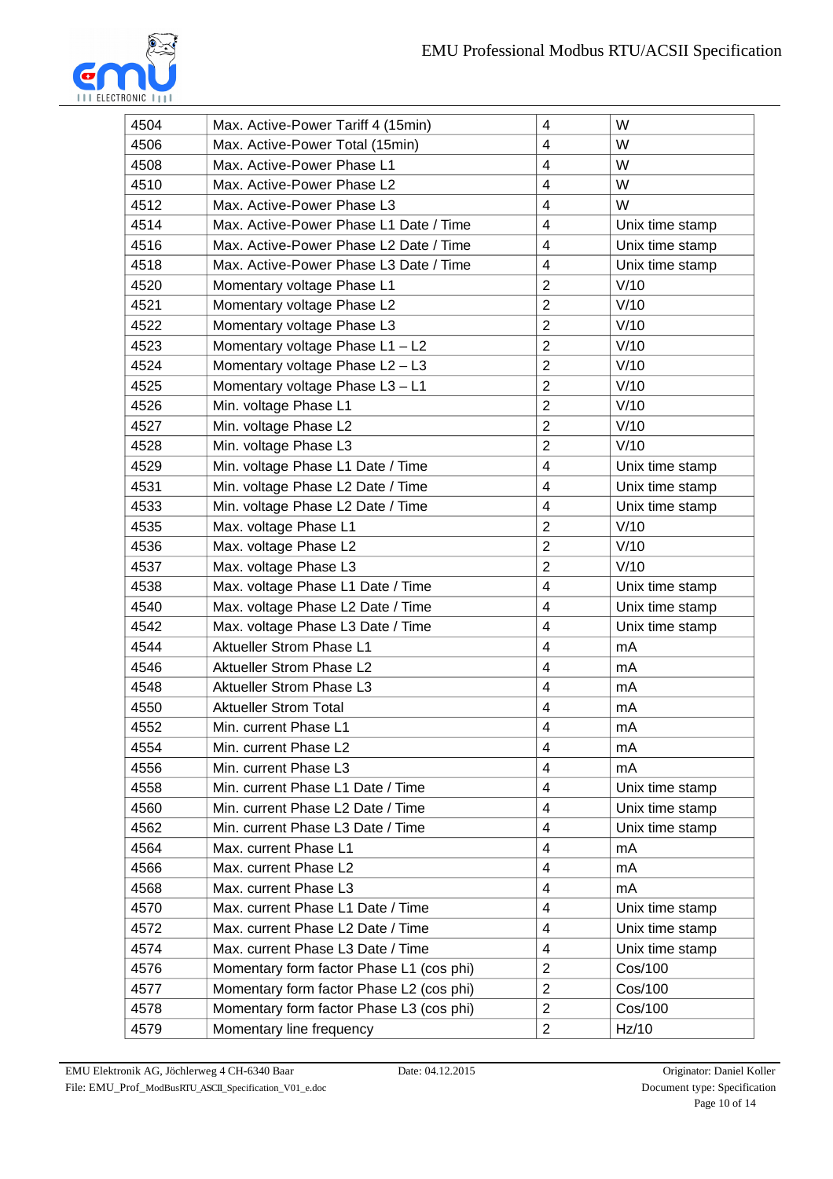| 4504 | Max. Active-Power Tariff 4 (15min) | 4 | W |
|---|---|---|---|
| 4506 | Max. Active-Power Total (15min) | 4 | W |
| 4508 | Max. Active-Power Phase L1 | 4 | W |
| 4510 | Max. Active-Power Phase L2 | 4 | W |
| 4512 | Max. Active-Power Phase L3 | 4 | W |
| 4514 | Max. Active-Power Phase L1 Date / Time | 4 | Unix time stamp |
| 4516 | Max. Active-Power Phase L2 Date / Time | 4 | Unix time stamp |
| 4518 | Max. Active-Power Phase L3 Date / Time | 4 | Unix time stamp |
| 4520 | Momentary voltage Phase L1 | 2 | V/10 |
| 4521 | Momentary voltage Phase L2 | 2 | V/10 |
| 4522 | Momentary voltage Phase L3 | 2 | V/10 |
| 4523 | Momentary voltage Phase L1 – L2 | 2 | V/10 |
| 4524 | Momentary voltage Phase L2 – L3 | 2 | V/10 |
| 4525 | Momentary voltage Phase L3 – L1 | 2 | V/10 |
| 4526 | Min. voltage Phase L1 | 2 | V/10 |
| 4527 | Min. voltage Phase L2 | 2 | V/10 |
| 4528 | Min. voltage Phase L3 | 2 | V/10 |
| 4529 | Min. voltage Phase L1 Date / Time | 4 | Unix time stamp |
| 4531 | Min. voltage Phase L2 Date / Time | 4 | Unix time stamp |
| 4533 | Min. voltage Phase L2 Date / Time | 4 | Unix time stamp |
| 4535 | Max. voltage Phase L1 | 2 | V/10 |
| 4536 | Max. voltage Phase L2 | 2 | V/10 |
| 4537 | Max. voltage Phase L3 | 2 | V/10 |
| 4538 | Max. voltage Phase L1 Date / Time | 4 | Unix time stamp |
| 4540 | Max. voltage Phase L2 Date / Time | 4 | Unix time stamp |
| 4542 | Max. voltage Phase L3 Date / Time | 4 | Unix time stamp |
| 4544 | Aktueller Strom Phase L1 | 4 | mA |
| 4546 | Aktueller Strom Phase L2 | 4 | mA |
| 4548 | Aktueller Strom Phase L3 | 4 | mA |
| 4550 | Aktueller Strom Total | 4 | mA |
| 4552 | Min. current Phase L1 | 4 | mA |
| 4554 | Min. current Phase L2 | 4 | mA |
| 4556 | Min. current Phase L3 | 4 | mA |
| 4558 | Min. current Phase L1 Date / Time | 4 | Unix time stamp |
| 4560 | Min. current Phase L2 Date / Time | 4 | Unix time stamp |
| 4562 | Min. current Phase L3 Date / Time | 4 | Unix time stamp |
| 4564 | Max. current Phase L1 | 4 | mA |
| 4566 | Max. current Phase L2 | 4 | mA |
| 4568 | Max. current Phase L3 | 4 | mA |
| 4570 | Max. current Phase L1 Date / Time | 4 | Unix time stamp |
| 4572 | Max. current Phase L2 Date / Time | 4 | Unix time stamp |
| 4574 | Max. current Phase L3 Date / Time | 4 | Unix time stamp |
| 4576 | Momentary form factor Phase L1 (cos phi) | 2 | Cos/100 |
| 4577 | Momentary form factor Phase L2 (cos phi) | 2 | Cos/100 |
| 4578 | Momentary form factor Phase L3 (cos phi) | 2 | Cos/100 |
| 4579 | Momentary line frequency | 2 | Hz/10 |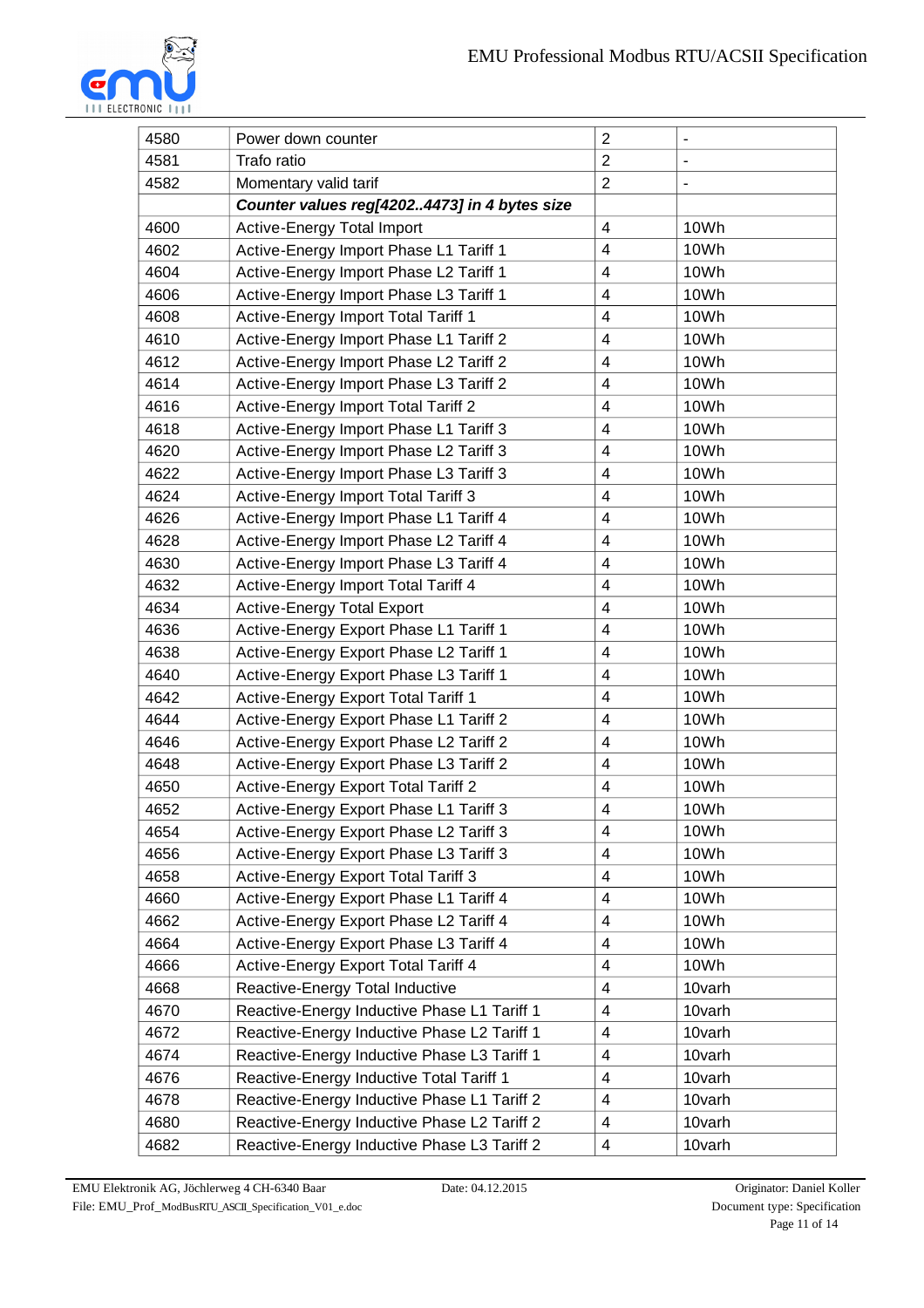| | | | |
|---|---|---|---|
| 4580 | Power down counter | 2 | - |
| 4581 | Trafo ratio | 2 | - |
| 4582 | Momentary valid tarif | 2 | - |
| | ***Counter values reg[4202..4473] in 4 bytes size*** | | |
| 4600 | Active-Energy Total Import | 4 | 10Wh |
| 4602 | Active-Energy Import Phase L1 Tariff 1 | 4 | 10Wh |
| 4604 | Active-Energy Import Phase L2 Tariff 1 | 4 | 10Wh |
| 4606 | Active-Energy Import Phase L3 Tariff 1 | 4 | 10Wh |
| 4608 | Active-Energy Import Total Tariff 1 | 4 | 10Wh |
| 4610 | Active-Energy Import Phase L1 Tariff 2 | 4 | 10Wh |
| 4612 | Active-Energy Import Phase L2 Tariff 2 | 4 | 10Wh |
| 4614 | Active-Energy Import Phase L3 Tariff 2 | 4 | 10Wh |
| 4616 | Active-Energy Import Total Tariff 2 | 4 | 10Wh |
| 4618 | Active-Energy Import Phase L1 Tariff 3 | 4 | 10Wh |
| 4620 | Active-Energy Import Phase L2 Tariff 3 | 4 | 10Wh |
| 4622 | Active-Energy Import Phase L3 Tariff 3 | 4 | 10Wh |
| 4624 | Active-Energy Import Total Tariff 3 | 4 | 10Wh |
| 4626 | Active-Energy Import Phase L1 Tariff 4 | 4 | 10Wh |
| 4628 | Active-Energy Import Phase L2 Tariff 4 | 4 | 10Wh |
| 4630 | Active-Energy Import Phase L3 Tariff 4 | 4 | 10Wh |
| 4632 | Active-Energy Import Total Tariff 4 | 4 | 10Wh |
| 4634 | Active-Energy Total Export | 4 | 10Wh |
| 4636 | Active-Energy Export Phase L1 Tariff 1 | 4 | 10Wh |
| 4638 | Active-Energy Export Phase L2 Tariff 1 | 4 | 10Wh |
| 4640 | Active-Energy Export Phase L3 Tariff 1 | 4 | 10Wh |
| 4642 | Active-Energy Export Total Tariff 1 | 4 | 10Wh |
| 4644 | Active-Energy Export Phase L1 Tariff 2 | 4 | 10Wh |
| 4646 | Active-Energy Export Phase L2 Tariff 2 | 4 | 10Wh |
| 4648 | Active-Energy Export Phase L3 Tariff 2 | 4 | 10Wh |
| 4650 | Active-Energy Export Total Tariff 2 | 4 | 10Wh |
| 4652 | Active-Energy Export Phase L1 Tariff 3 | 4 | 10Wh |
| 4654 | Active-Energy Export Phase L2 Tariff 3 | 4 | 10Wh |
| 4656 | Active-Energy Export Phase L3 Tariff 3 | 4 | 10Wh |
| 4658 | Active-Energy Export Total Tariff 3 | 4 | 10Wh |
| 4660 | Active-Energy Export Phase L1 Tariff 4 | 4 | 10Wh |
| 4662 | Active-Energy Export Phase L2 Tariff 4 | 4 | 10Wh |
| 4664 | Active-Energy Export Phase L3 Tariff 4 | 4 | 10Wh |
| 4666 | Active-Energy Export Total Tariff 4 | 4 | 10Wh |
| 4668 | Reactive-Energy Total Inductive | 4 | 10varh |
| 4670 | Reactive-Energy Inductive Phase L1 Tariff 1 | 4 | 10varh |
| 4672 | Reactive-Energy Inductive Phase L2 Tariff 1 | 4 | 10varh |
| 4674 | Reactive-Energy Inductive Phase L3 Tariff 1 | 4 | 10varh |
| 4676 | Reactive-Energy Inductive Total Tariff 1 | 4 | 10varh |
| 4678 | Reactive-Energy Inductive Phase L1 Tariff 2 | 4 | 10varh |
| 4680 | Reactive-Energy Inductive Phase L2 Tariff 2 | 4 | 10varh |
| 4682 | Reactive-Energy Inductive Phase L3 Tariff 2 | 4 | 10varh |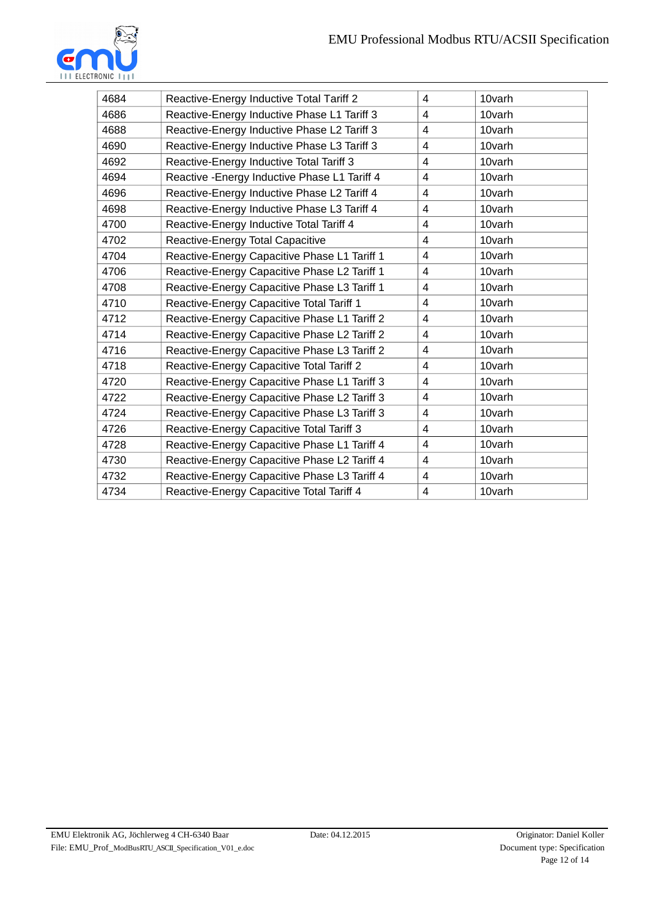| 4684 | Reactive-Energy Inductive Total Tariff 2 | 4 | 10varh |
|---|---|---|---|
| 4686 | Reactive-Energy Inductive Phase L1 Tariff 3 | 4 | 10varh |
| 4688 | Reactive-Energy Inductive Phase L2 Tariff 3 | 4 | 10varh |
| 4690 | Reactive-Energy Inductive Phase L3 Tariff 3 | 4 | 10varh |
| 4692 | Reactive-Energy Inductive Total Tariff 3 | 4 | 10varh |
| 4694 | Reactive -Energy Inductive Phase L1 Tariff 4 | 4 | 10varh |
| 4696 | Reactive-Energy Inductive Phase L2 Tariff 4 | 4 | 10varh |
| 4698 | Reactive-Energy Inductive Phase L3 Tariff 4 | 4 | 10varh |
| 4700 | Reactive-Energy Inductive Total Tariff 4 | 4 | 10varh |
| 4702 | Reactive-Energy Total Capacitive | 4 | 10varh |
| 4704 | Reactive-Energy Capacitive Phase L1 Tariff 1 | 4 | 10varh |
| 4706 | Reactive-Energy Capacitive Phase L2 Tariff 1 | 4 | 10varh |
| 4708 | Reactive-Energy Capacitive Phase L3 Tariff 1 | 4 | 10varh |
| 4710 | Reactive-Energy Capacitive Total Tariff 1 | 4 | 10varh |
| 4712 | Reactive-Energy Capacitive Phase L1 Tariff 2 | 4 | 10varh |
| 4714 | Reactive-Energy Capacitive Phase L2 Tariff 2 | 4 | 10varh |
| 4716 | Reactive-Energy Capacitive Phase L3 Tariff 2 | 4 | 10varh |
| 4718 | Reactive-Energy Capacitive Total Tariff 2 | 4 | 10varh |
| 4720 | Reactive-Energy Capacitive Phase L1 Tariff 3 | 4 | 10varh |
| 4722 | Reactive-Energy Capacitive Phase L2 Tariff 3 | 4 | 10varh |
| 4724 | Reactive-Energy Capacitive Phase L3 Tariff 3 | 4 | 10varh |
| 4726 | Reactive-Energy Capacitive Total Tariff 3 | 4 | 10varh |
| 4728 | Reactive-Energy Capacitive Phase L1 Tariff 4 | 4 | 10varh |
| 4730 | Reactive-Energy Capacitive Phase L2 Tariff 4 | 4 | 10varh |
| 4732 | Reactive-Energy Capacitive Phase L3 Tariff 4 | 4 | 10varh |
| 4734 | Reactive-Energy Capacitive Total Tariff 4 | 4 | 10varh |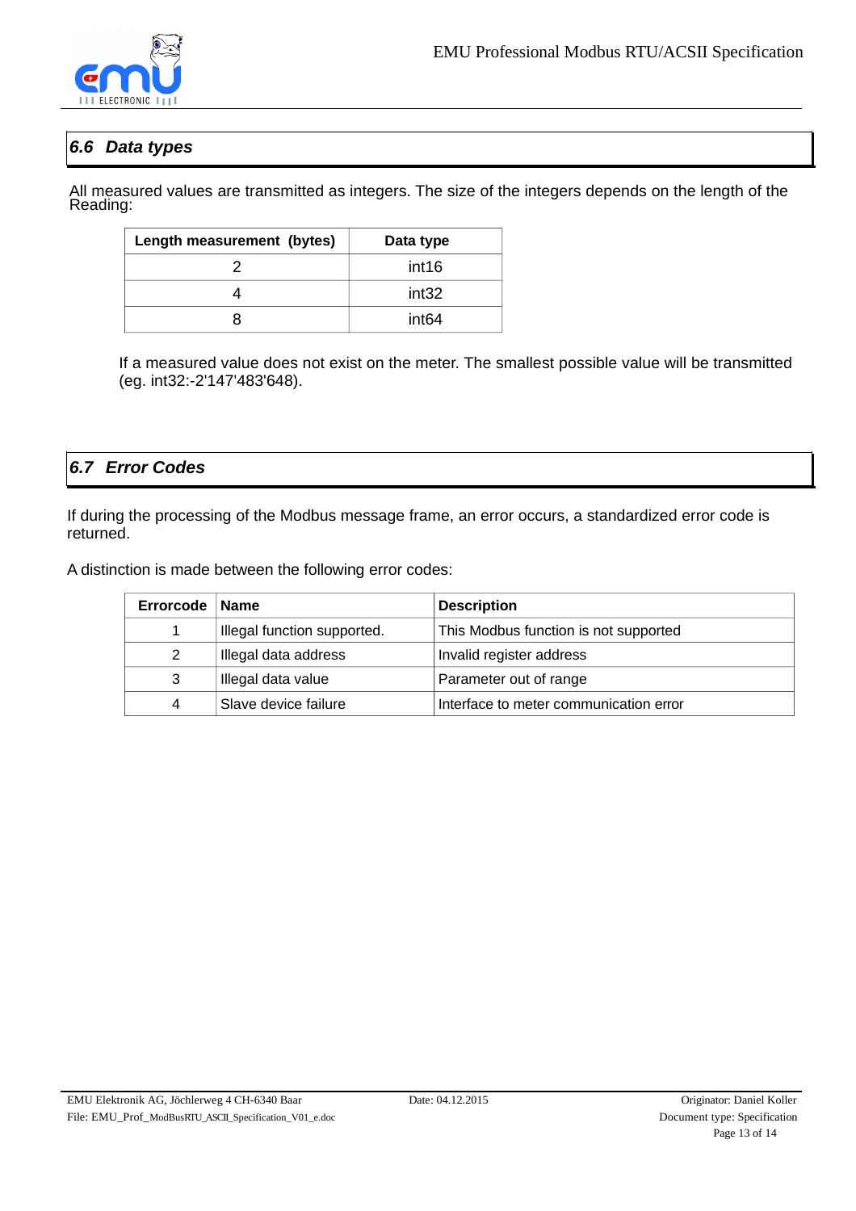## 6.6 *Data types*

All measured values are transmitted as integers. The size of the integers depends on the length of the Reading:

| Length measurement (bytes) | Data type |
|---|---|
| 2 | int16 |
| 4 | int32 |
| 8 | int64 |

If a measured value does not exist on the meter. The smallest possible value will be transmitted (eg. int32:-2'147'483'648).

## 6.7 *Error Codes*

If during the processing of the Modbus message frame, an error occurs, a standardized error code is returned.

A distinction is made between the following error codes:

| Errorcode | Name | Description |
|---|---|---|
| 1 | Illegal function supported. | This Modbus function is not supported |
| 2 | Illegal data address | Invalid register address |
| 3 | Illegal data value | Parameter out of range |
| 4 | Slave device failure | Interface to meter communication error |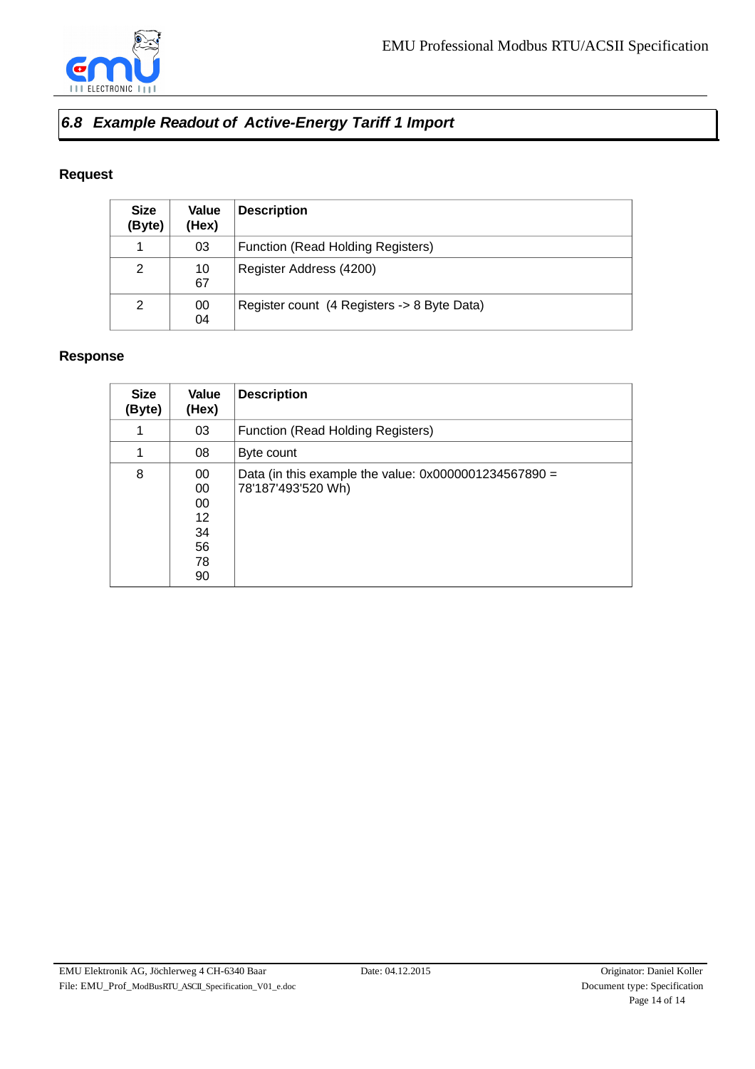## 6.8 Example Readout of Active-Energy Tariff 1 Import

### Request

| Size (Byte) | Value (Hex) | Description |
| --- | --- | --- |
| 1 | 03 | Function (Read Holding Registers) |
| 2 | 10 67 | Register Address (4200) |
| 2 | 00 04 | Register count (4 Registers -> 8 Byte Data) |

### Response

| Size (Byte) | Value (Hex) | Description |
| --- | --- | --- |
| 1 | 03 | Function (Read Holding Registers) |
| 1 | 08 | Byte count |
| 8 | 00 00 00 12 34 56 78 90 | Data (in this example the value: 0x0000001234567890 = 78'187'493'520 Wh) |